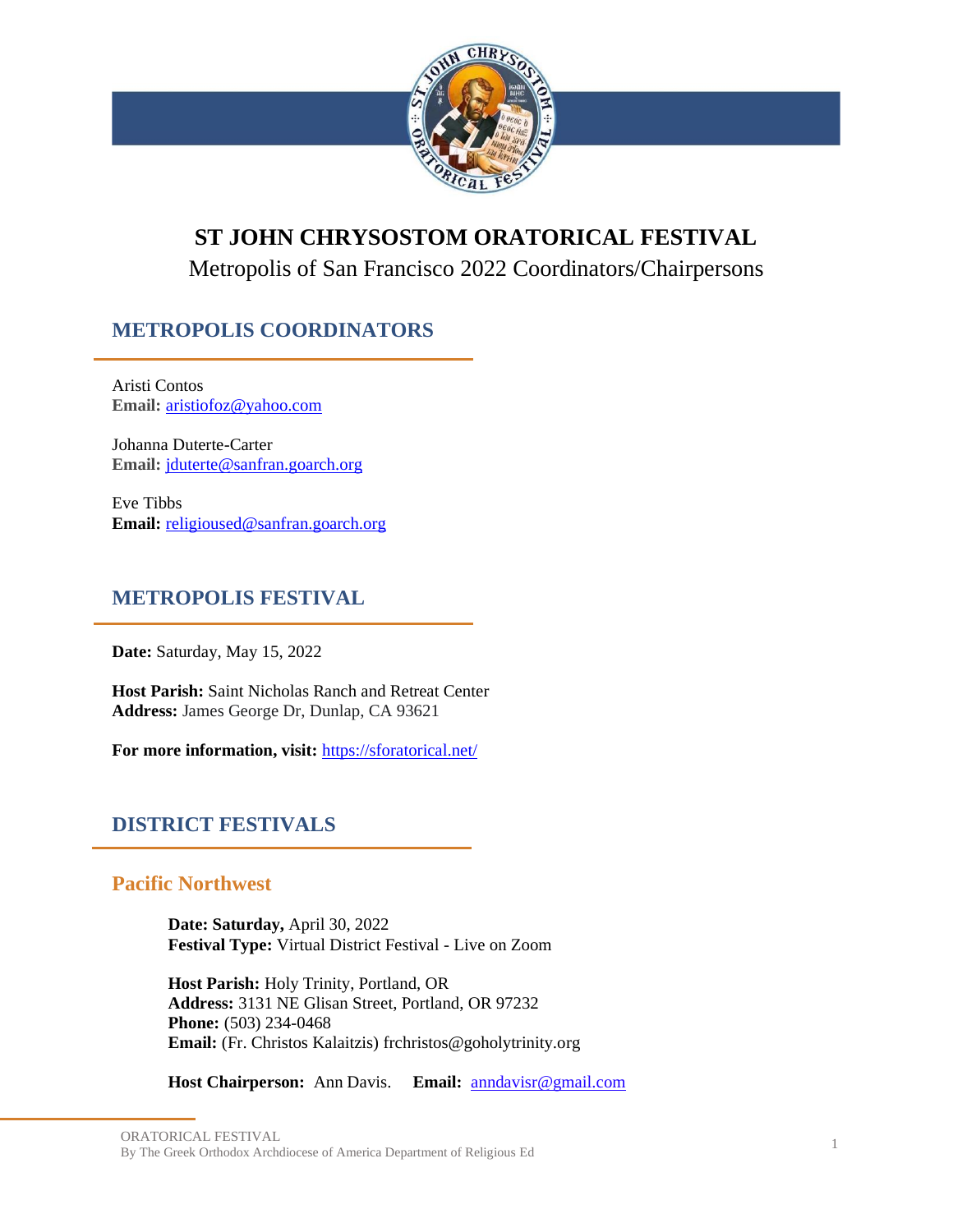# ST JOHN CHRYSOSTOM ORATORICAL FESTIVAL

Metropolis of San Francisco 2022 Coordinators/Chairpersons

## METROPOLIS COORDINATORS

Aristi Contos
**Email:** aristiofoz@yahoo.com

Johanna Duterte-Carter
**Email:** jduterte@sanfran.goarch.org

Eve Tibbs
**Email:** religioused@sanfran.goarch.org

## METROPOLIS FESTIVAL

**Date:** Saturday, May 15, 2022

**Host Parish:** Saint Nicholas Ranch and Retreat Center
**Address:** James George Dr, Dunlap, CA 93621

**For more information, visit:** https://sforatorical.net/

## DISTRICT FESTIVALS

### Pacific Northwest

**Date: Saturday,** April 30, 2022
**Festival Type:** Virtual District Festival - Live on Zoom

**Host Parish:** Holy Trinity, Portland, OR
**Address:** 3131 NE Glisan Street, Portland, OR 97232
**Phone:** (503) 234-0468
**Email:** (Fr. Christos Kalaitzis) frchristos@goholytrinity.org

**Host Chairperson:** Ann Davis. **Email:** anndavisr@gmail.com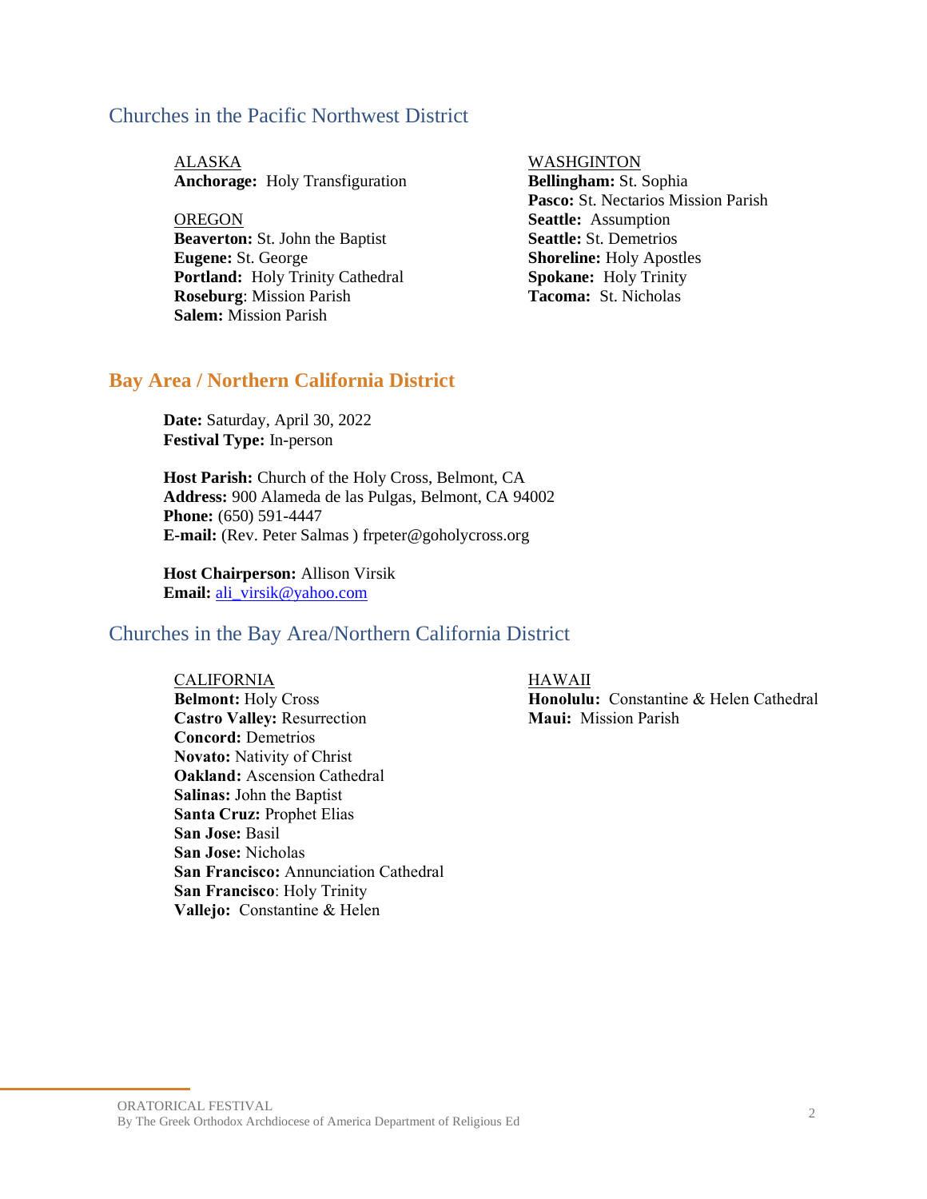## Churches in the Pacific Northwest District

ALASKA
**Anchorage:** Holy Transfiguration

OREGON
**Beaverton:** St. John the Baptist
**Eugene:** St. George
**Portland:** Holy Trinity Cathedral
**Roseburg**: Mission Parish
**Salem:** Mission Parish

WASHGINTON
**Bellingham:** St. Sophia
**Pasco:** St. Nectarios Mission Parish
**Seattle:** Assumption
**Seattle:** St. Demetrios
**Shoreline:** Holy Apostles
**Spokane:** Holy Trinity
**Tacoma:** St. Nicholas

## Bay Area / Northern California District

**Date:** Saturday, April 30, 2022
**Festival Type:** In-person

**Host Parish:** Church of the Holy Cross, Belmont, CA
**Address:** 900 Alameda de las Pulgas, Belmont, CA 94002
**Phone:** (650) 591-4447
**E-mail:** (Rev. Peter Salmas ) frpeter@goholycross.org

**Host Chairperson:** Allison Virsik
**Email:** ali_virsik@yahoo.com

## Churches in the Bay Area/Northern California District

CALIFORNIA
**Belmont:** Holy Cross
**Castro Valley:** Resurrection
**Concord:** Demetrios
**Novato:** Nativity of Christ
**Oakland:** Ascension Cathedral
**Salinas:** John the Baptist
**Santa Cruz:** Prophet Elias
**San Jose:** Basil
**San Jose:** Nicholas
**San Francisco:** Annunciation Cathedral
**San Francisco**: Holy Trinity
**Vallejo:** Constantine & Helen

HAWAII
**Honolulu:** Constantine & Helen Cathedral
**Maui:** Mission Parish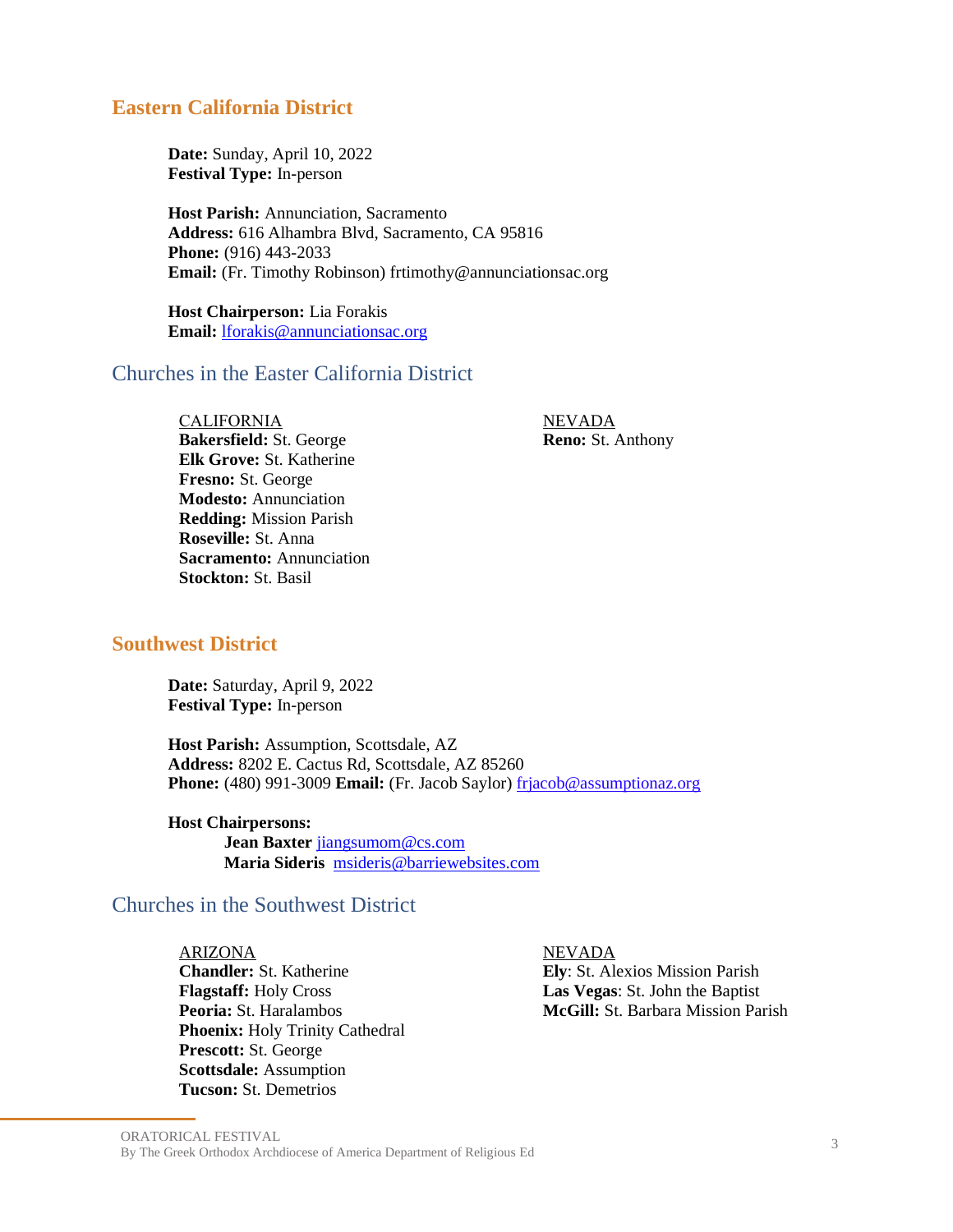## Eastern California District

**Date:** Sunday, April 10, 2022
**Festival Type:** In-person

**Host Parish:** Annunciation, Sacramento
**Address:** 616 Alhambra Blvd, Sacramento, CA 95816
**Phone:** (916) 443-2033
**Email:** (Fr. Timothy Robinson) frtimothy@annunciationsac.org

**Host Chairperson:** Lia Forakis
**Email:** lforakis@annunciationsac.org

### Churches in the Easter California District

CALIFORNIA
**Bakersfield:** St. George
**Elk Grove:** St. Katherine
**Fresno:** St. George
**Modesto:** Annunciation
**Redding:** Mission Parish
**Roseville:** St. Anna
**Sacramento:** Annunciation
**Stockton:** St. Basil

NEVADA
**Reno:** St. Anthony

## Southwest District

**Date:** Saturday, April 9, 2022
**Festival Type:** In-person

**Host Parish:** Assumption, Scottsdale, AZ
**Address:** 8202 E. Cactus Rd, Scottsdale, AZ 85260
**Phone:** (480) 991-3009 **Email:** (Fr. Jacob Saylor) frjacob@assumptionaz.org

**Host Chairpersons:**
**Jean Baxter** jiangsumom@cs.com
**Maria Sideris** msideris@barriewebsites.com

### Churches in the Southwest District

ARIZONA
**Chandler:** St. Katherine
**Flagstaff:** Holy Cross
**Peoria:** St. Haralambos
**Phoenix:** Holy Trinity Cathedral
**Prescott:** St. George
**Scottsdale:** Assumption
**Tucson:** St. Demetrios

NEVADA
**Ely**: St. Alexios Mission Parish
**Las Vegas**: St. John the Baptist
**McGill:** St. Barbara Mission Parish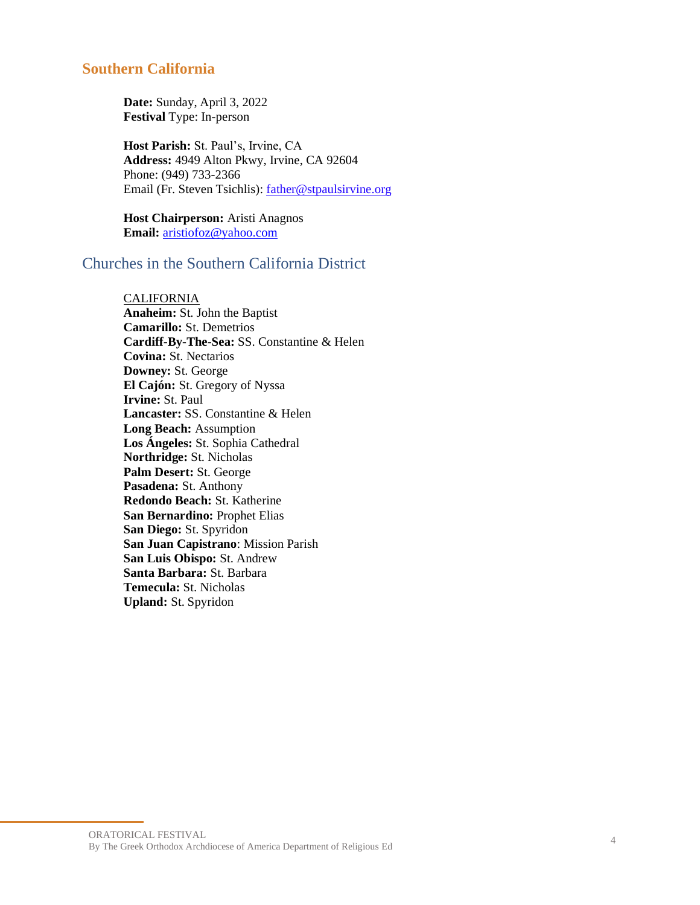## Southern California

**Date:** Sunday, April 3, 2022
**Festival** Type: In-person

**Host Parish:** St. Paul's, Irvine, CA
**Address:** 4949 Alton Pkwy, Irvine, CA 92604
Phone: (949) 733-2366
Email (Fr. Steven Tsichlis): father@stpaulsirvine.org

**Host Chairperson:** Aristi Anagnos
**Email:** aristiofoz@yahoo.com

## Churches in the Southern California District

CALIFORNIA
**Anaheim:** St. John the Baptist
**Camarillo:** St. Demetrios
**Cardiff-By-The-Sea:** SS. Constantine & Helen
**Covina:** St. Nectarios
**Downey:** St. George
**El Cajón:** St. Gregory of Nyssa
**Irvine:** St. Paul
**Lancaster:** SS. Constantine & Helen
**Long Beach:** Assumption
**Los Ángeles:** St. Sophia Cathedral
**Northridge:** St. Nicholas
**Palm Desert:** St. George
**Pasadena:** St. Anthony
**Redondo Beach:** St. Katherine
**San Bernardino:** Prophet Elias
**San Diego:** St. Spyridon
**San Juan Capistrano**: Mission Parish
**San Luis Obispo:** St. Andrew
**Santa Barbara:** St. Barbara
**Temecula:** St. Nicholas
**Upland:** St. Spyridon